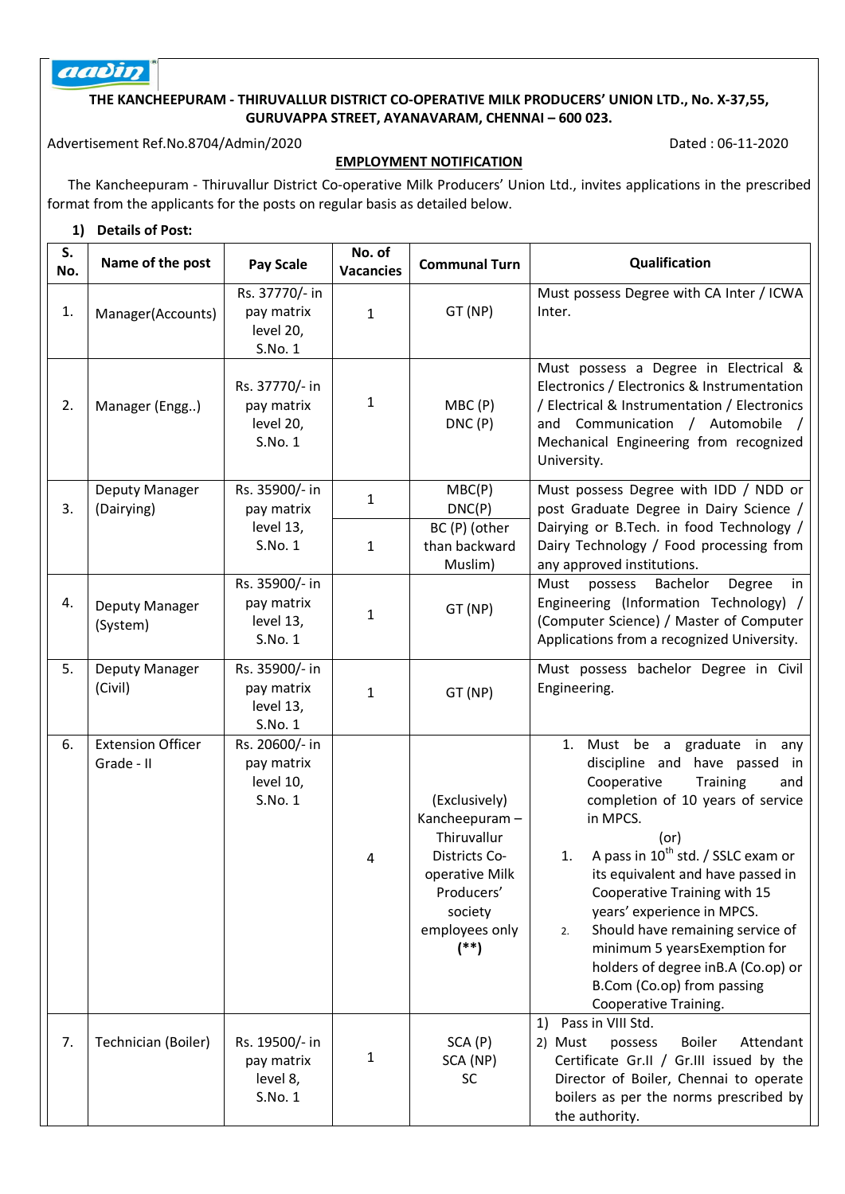**THE KANCHEEPURAM - THIRUVALLUR DISTRICT CO-OPERATIVE MILK PRODUCERS' UNION LTD., No. X-37,55, GURUVAPPA STREET, AYANAVARAM, CHENNAI – 600 023.**

Advertisement Ref.No.8704/Admin/2020 Dated : 06-11-2020

**EMPLOYMENT NOTIFICATION**

The Kancheepuram - Thiruvallur District Co-operative Milk Producers' Union Ltd., invites applications in the prescribed format from the applicants for the posts on regular basis as detailed below.

**1) Details of Post:**

| S. No. | Name of the post | Pay Scale | No. of Vacancies | Communal Turn | Qualification |
|---|---|---|---|---|---|
| 1. | Manager(Accounts) | Rs. 37770/- in pay matrix level 20, S.No. 1 | 1 | GT (NP) | Must possess Degree with CA Inter / ICWA Inter. |
| 2. | Manager (Engg..) | Rs. 37770/- in pay matrix level 20, S.No. 1 | 1 | MBC (P) DNC (P) | Must possess a Degree in Electrical & Electronics / Electronics & Instrumentation / Electrical & Instrumentation / Electronics and Communication / Automobile / Mechanical Engineering from recognized University. |
| 3. | Deputy Manager (Dairying) | Rs. 35900/- in pay matrix level 13, S.No. 1 | 1 | MBC(P) DNC(P) | Must possess Degree with IDD / NDD or post Graduate Degree in Dairy Science / Dairying or B.Tech. in food Technology / Dairy Technology / Food processing from any approved institutions. |
| | | | 1 | BC (P) (other than backward Muslim) | |
| 4. | Deputy Manager (System) | Rs. 35900/- in pay matrix level 13, S.No. 1 | 1 | GT (NP) | Must possess Bachelor Degree in Engineering (Information Technology) / (Computer Science) / Master of Computer Applications from a recognized University. |
| 5. | Deputy Manager (Civil) | Rs. 35900/- in pay matrix level 13, S.No. 1 | 1 | GT (NP) | Must possess bachelor Degree in Civil Engineering. |
| 6. | Extension Officer Grade - II | Rs. 20600/- in pay matrix level 10, S.No. 1 | 4 | (Exclusively) Kancheepuram – Thiruvallur Districts Co-operative Milk Producers' society employees only (**) | 1. Must be a graduate in any discipline and have passed in Cooperative Training and completion of 10 years of service in MPCS. (or) 1. A pass in 10th std. / SSLC exam or its equivalent and have passed in Cooperative Training with 15 years' experience in MPCS. 2. Should have remaining service of minimum 5 yearsExemption for holders of degree inB.A (Co.op) or B.Com (Co.op) from passing Cooperative Training. |
| 7. | Technician (Boiler) | Rs. 19500/- in pay matrix level 8, S.No. 1 | 1 | SCA (P) SCA (NP) SC | 1) Pass in VIII Std. 2) Must possess Boiler Attendant Certificate Gr.II / Gr.III issued by the Director of Boiler, Chennai to operate boilers as per the norms prescribed by the authority. |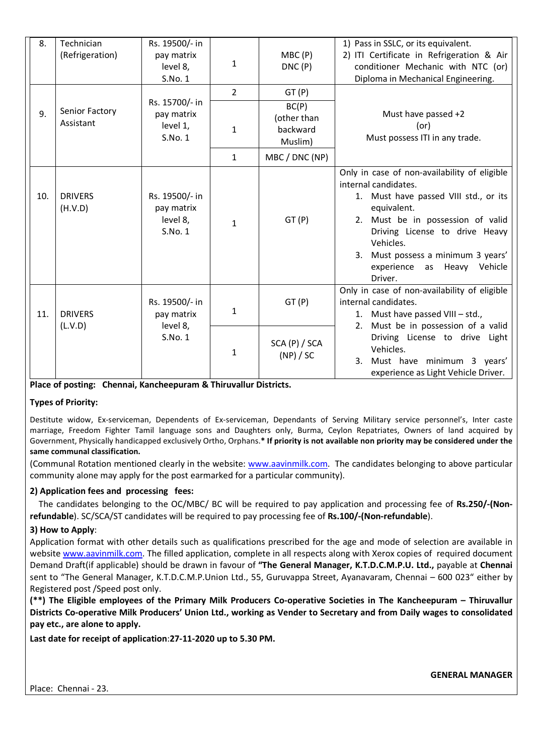| 8. | Technician (Refrigeration) | Rs. 19500/- in pay matrix level 8, S.No. 1 | 1 | MBC (P) DNC (P) | 1) Pass in SSLC, or its equivalent. 2) ITI Certificate in Refrigeration & Air conditioner Mechanic with NTC (or) Diploma in Mechanical Engineering. |
|---|---|---|---|---|---|
| 9. | Senior Factory Assistant | Rs. 15700/- in pay matrix level 1, S.No. 1 | 2 | GT (P) | Must have passed +2 (or) Must possess ITI in any trade. |
| | | | 1 | BC(P) (other than backward Muslim) | |
| | | | 1 | MBC / DNC (NP) | |
| 10. | DRIVERS (H.V.D) | Rs. 19500/- in pay matrix level 8, S.No. 1 | 1 | GT (P) | Only in case of non-availability of eligible internal candidates. 1. Must have passed VIII std., or its equivalent. 2. Must be in possession of valid Driving License to drive Heavy Vehicles. 3. Must possess a minimum 3 years' experience as Heavy Vehicle Driver. |
| 11. | DRIVERS (L.V.D) | Rs. 19500/- in pay matrix level 8, S.No. 1 | 1 | GT (P) | Only in case of non-availability of eligible internal candidates. 1. Must have passed VIII – std., 2. Must be in possession of a valid Driving License to drive Light Vehicles. 3. Must have minimum 3 years' experience as Light Vehicle Driver. |
| | | | 1 | SCA (P) / SCA (NP) / SC | |

**Place of posting: Chennai, Kancheepuram & Thiruvallur Districts.**

**Types of Priority:**

Destitute widow, Ex-serviceman, Dependents of Ex-serviceman, Dependants of Serving Military service personnel's, Inter caste marriage, Freedom Fighter Tamil language sons and Daughters only, Burma, Ceylon Repatriates, Owners of land acquired by Government, Physically handicapped exclusively Ortho, Orphans.* **If priority is not available non priority may be considered under the same communal classification.**

(Communal Rotation mentioned clearly in the website: www.aavinmilk.com. The candidates belonging to above particular community alone may apply for the post earmarked for a particular community).

**2) Application fees and processing fees:**

The candidates belonging to the OC/MBC/ BC will be required to pay application and processing fee of **Rs.250/-(Non-refundable**). SC/SCA/ST candidates will be required to pay processing fee of **Rs.100/-(Non-refundable**).

**3) How to Apply**:

Application format with other details such as qualifications prescribed for the age and mode of selection are available in website www.aavinmilk.com. The filled application, complete in all respects along with Xerox copies of required document Demand Draft(if applicable) should be drawn in favour of **"The General Manager, K.T.D.C.M.P.U. Ltd.,** payable at **Chennai** sent to "The General Manager, K.T.D.C.M.P.Union Ltd., 55, Guruvappa Street, Ayanavaram, Chennai – 600 023" either by Registered post /Speed post only.

**(**) The Eligible employees of the Primary Milk Producers Co-operative Societies in The Kancheepuram – Thiruvallur Districts Co-operative Milk Producers' Union Ltd., working as Vender to Secretary and from Daily wages to consolidated pay etc., are alone to apply.**

**Last date for receipt of application**:**27-11-2020 up to 5.30 PM.**

**GENERAL MANAGER**

Place: Chennai - 23.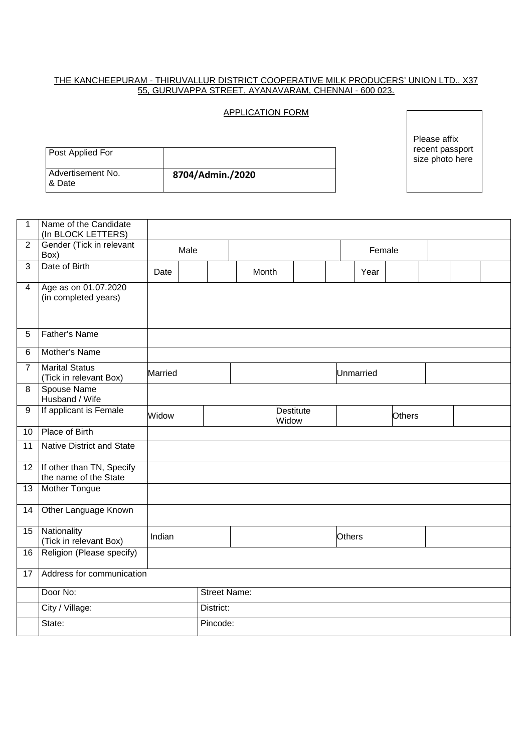THE KANCHEEPURAM - THIRUVALLUR DISTRICT COOPERATIVE MILK PRODUCERS' UNION LTD., X37
55, GURUVAPPA STREET, AYANAVARAM, CHENNAI - 600 023.

APPLICATION FORM

Please affix recent passport size photo here

| Post Applied For | |
|---|---|
| Advertisement No. & Date | **8704/Admin./2020** |

| | | | | | | | | | | | | | |
|---|---|---|---|---|---|---|---|---|---|---|---|---|---|
| 1 | Name of the Candidate (In BLOCK LETTERS) | | | | | | | | | | | | |
| 2 | Gender (Tick in relevant Box) | Male | | | | | | Female | | | | | |
| 3 | Date of Birth | Date | | | Month | | | Year | | | | | |
| 4 | Age as on 01.07.2020 (in completed years) | | | | | | | | | | | | |
| 5 | Father's Name | | | | | | | | | | | | |
| 6 | Mother's Name | | | | | | | | | | | | |
| 7 | Marital Status (Tick in relevant Box) | Married | | | | | | Unmarried | | | | | |
| 8 | Spouse Name Husband / Wife | | | | | | | | | | | | |
| 9 | If applicant is Female | Widow | | | Destitute Widow | | | Others | | | | | |
| 10 | Place of Birth | | | | | | | | | | | | |
| 11 | Native District and State | | | | | | | | | | | | |
| 12 | If other than TN, Specify the name of the State | | | | | | | | | | | | |
| 13 | Mother Tongue | | | | | | | | | | | | |
| 14 | Other Language Known | | | | | | | | | | | | |
| 15 | Nationality (Tick in relevant Box) | Indian | | | | | | Others | | | | | |
| 16 | Religion (Please specify) | | | | | | | | | | | | |
| 17 | Address for communication | | | | | | | | | | | | |
| | Door No: | | Street Name: | | | | | | | | | | |
| | City / Village: | | District: | | | | | | | | | | |
| | State: | | Pincode: | | | | | | | | | | |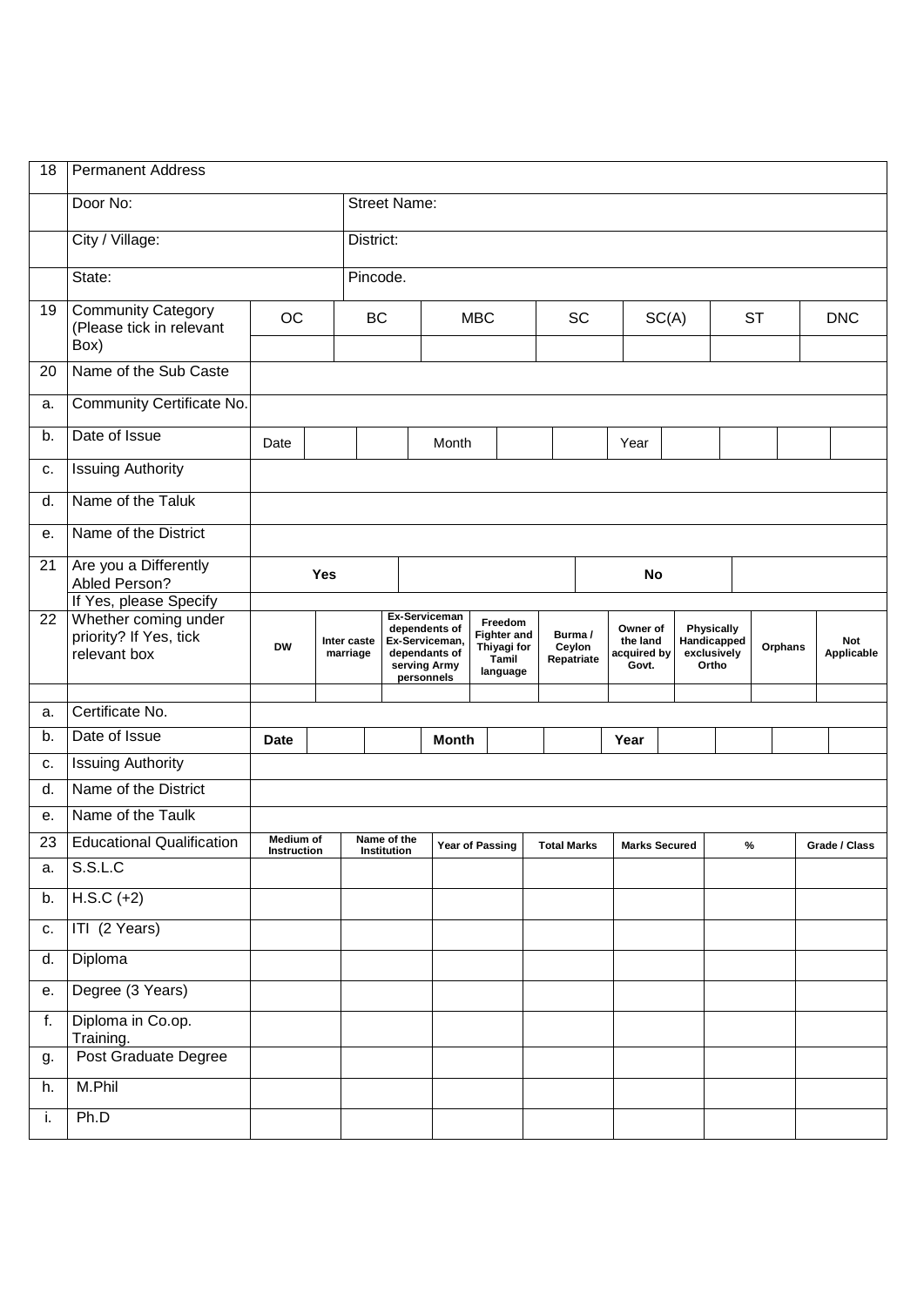| 18 | Permanent Address | | | | | | | |
|---|---|---|---|---|---|---|---|---|
| | Door No: | | Street Name: | | | | | |
| | City / Village: | | District: | | | | | |
| | State: | | Pincode. | | | | | |

| 19 | Community Category (Please tick in relevant Box) | OC | BC | MBC | SC | SC(A) | ST | DNC |
|---|---|---|---|---|---|---|---|---|
| | | | | | | | | |

| 20 | Name of the Sub Caste | | | | | | | | | | | |
|---|---|---|---|---|---|---|---|---|---|---|---|---|
| a. | Community Certificate No. | | | | | | | | | | | |
| b. | Date of Issue | Date | | | Month | | | Year | | | | |
| c. | Issuing Authority | | | | | | | | | | | |
| d. | Name of the Taluk | | | | | | | | | | | |
| e. | Name of the District | | | | | | | | | | | |

| 21 | Are you a Differently Abled Person? | Yes | | No | |
|---|---|---|---|---|---|
| | If Yes, please Specify | | | | |

| 22 | Whether coming under priority? If Yes, tick relevant box | DW | Inter caste marriage | Ex-Serviceman dependents of Ex-Serviceman, dependants of serving Army personnels | Freedom Fighter and Thiyagi for Tamil language | Burma / Ceylon Repatriate | Owner of the land acquired by Govt. | Physically Handicapped exclusively Ortho | Orphans | Not Applicable |
|---|---|---|---|---|---|---|---|---|---|---|
| | | | | | | | | | | |

| a. | Certificate No. | | | | | | | | | | | |
|---|---|---|---|---|---|---|---|---|---|---|---|---|
| b. | Date of Issue | **Date** | | | **Month** | | | **Year** | | | | |
| c. | Issuing Authority | | | | | | | | | | | |
| d. | Name of the District | | | | | | | | | | | |
| e. | Name of the Taulk | | | | | | | | | | | |

| 23 | Educational Qualification | Medium of Instruction | Name of the Institution | Year of Passing | Total Marks | Marks Secured | % | Grade / Class |
|---|---|---|---|---|---|---|---|---|
| a. | S.S.L.C | | | | | | | |
| b. | H.S.C (+2) | | | | | | | |
| c. | ITI (2 Years) | | | | | | | |
| d. | Diploma | | | | | | | |
| e. | Degree (3 Years) | | | | | | | |
| f. | Diploma in Co.op. Training. | | | | | | | |
| g. | Post Graduate Degree | | | | | | | |
| h. | M.Phil | | | | | | | |
| i. | Ph.D | | | | | | | |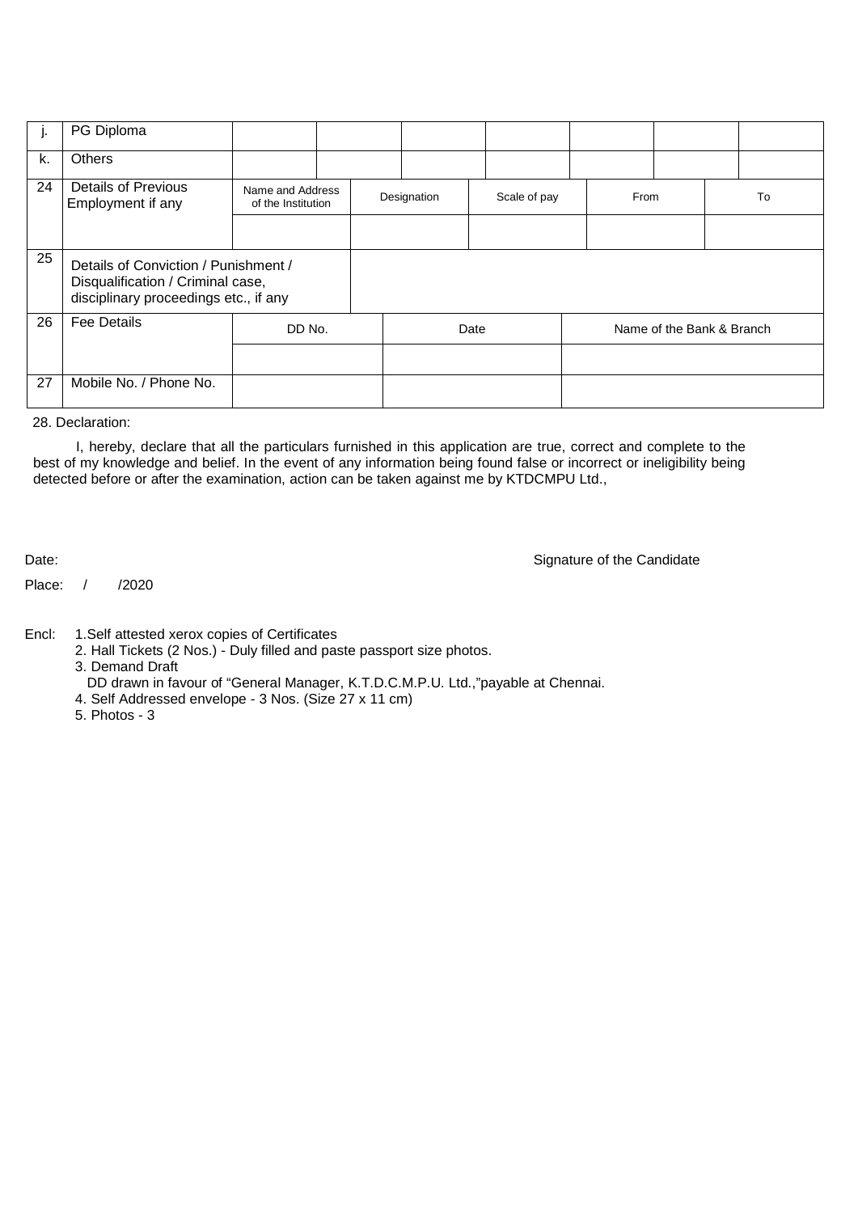| j. | PG Diploma | | | | | | | |
|---|---|---|---|---|---|---|---|---|
| k. | Others | | | | | | | |

| 24 | Details of Previous Employment if any | Name and Address of the Institution | Designation | Scale of pay | From | To |
|---|---|---|---|---|---|---|
| | | | | | | |

| 25 | Details of Conviction / Punishment / Disqualification / Criminal case, disciplinary proceedings etc., if any | |
|---|---|---|

| 26 | Fee Details | DD No. | Date | Name of the Bank & Branch |
|---|---|---|---|---|
| | | | | |
| 27 | Mobile No. / Phone No. | | | |

28. Declaration:

I, hereby, declare that all the particulars furnished in this application are true, correct and complete to the best of my knowledge and belief. In the event of any information being found false or incorrect or ineligibility being detected before or after the examination, action can be taken against me by KTDCMPU Ltd.,

Date: Signature of the Candidate

Place: / /2020

Encl:
1. Self attested xerox copies of Certificates
2. Hall Tickets (2 Nos.) - Duly filled and paste passport size photos.
3. Demand Draft
   DD drawn in favour of "General Manager, K.T.D.C.M.P.U. Ltd.,"payable at Chennai.
4. Self Addressed envelope - 3 Nos. (Size 27 x 11 cm)
5. Photos - 3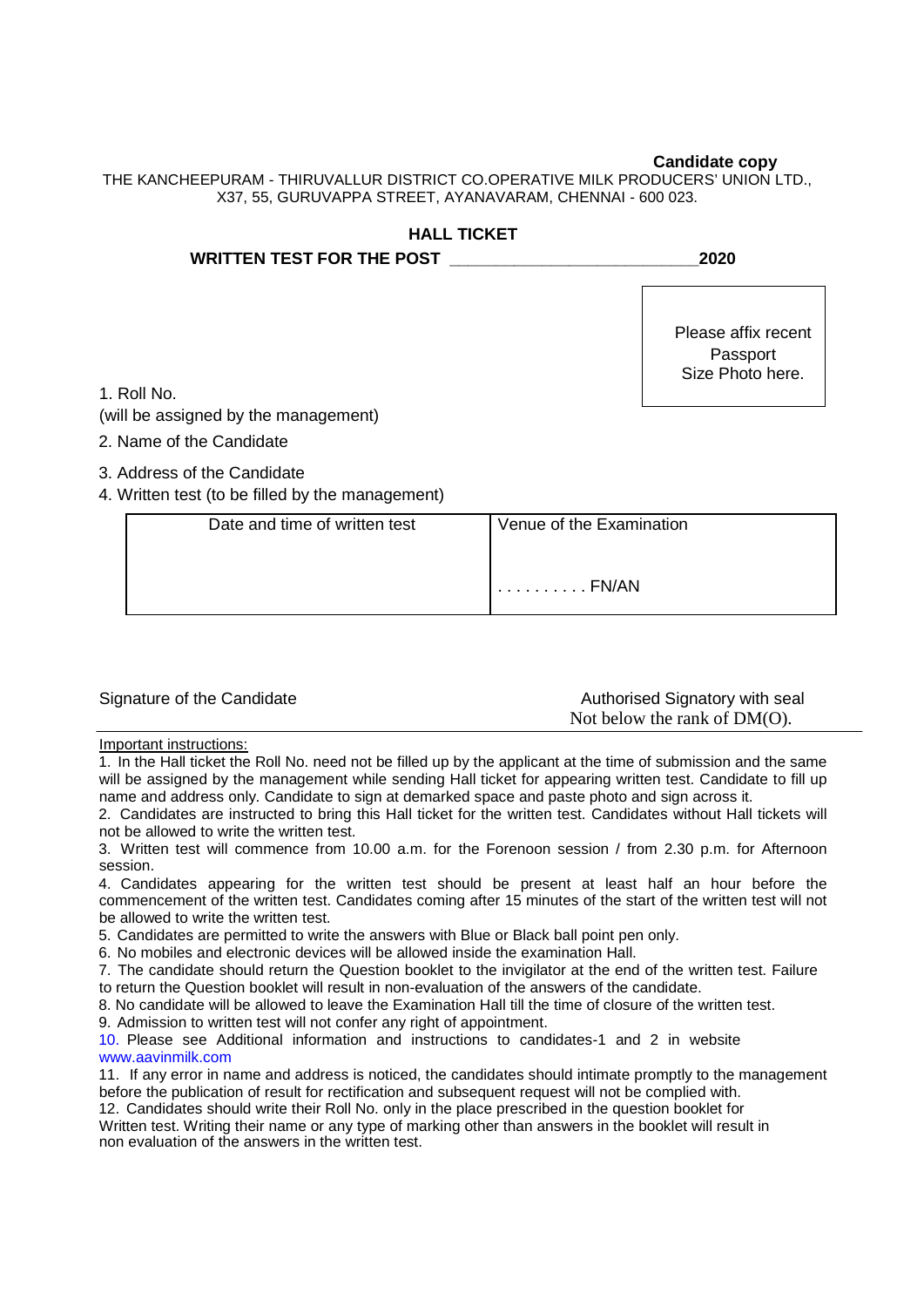**Candidate copy**

THE KANCHEEPURAM - THIRUVALLUR DISTRICT CO.OPERATIVE MILK PRODUCERS' UNION LTD., X37, 55, GURUVAPPA STREET, AYANAVARAM, CHENNAI - 600 023.

## HALL TICKET

**WRITTEN TEST FOR THE POST ___________________________2020**

Please affix recent Passport Size Photo here.

1. Roll No.
(will be assigned by the management)
2. Name of the Candidate
3. Address of the Candidate
4. Written test (to be filled by the management)

| Date and time of written test | Venue of the Examination |
|---|---|
| . . . . . . . . . . FN/AN | |

Signature of the Candidate

Authorised Signatory with seal
Not below the rank of DM(O).

Important instructions:

1. In the Hall ticket the Roll No. need not be filled up by the applicant at the time of submission and the same will be assigned by the management while sending Hall ticket for appearing written test. Candidate to fill up name and address only. Candidate to sign at demarked space and paste photo and sign across it.
2. Candidates are instructed to bring this Hall ticket for the written test. Candidates without Hall tickets will not be allowed to write the written test.
3. Written test will commence from 10.00 a.m. for the Forenoon session / from 2.30 p.m. for Afternoon session.
4. Candidates appearing for the written test should be present at least half an hour before the commencement of the written test. Candidates coming after 15 minutes of the start of the written test will not be allowed to write the written test.
5. Candidates are permitted to write the answers with Blue or Black ball point pen only.
6. No mobiles and electronic devices will be allowed inside the examination Hall.
7. The candidate should return the Question booklet to the invigilator at the end of the written test. Failure to return the Question booklet will result in non-evaluation of the answers of the candidate.
8. No candidate will be allowed to leave the Examination Hall till the time of closure of the written test.
9. Admission to written test will not confer any right of appointment.
10. Please see Additional information and instructions to candidates-1 and 2 in website www.aavinmilk.com
11. If any error in name and address is noticed, the candidates should intimate promptly to the management before the publication of result for rectification and subsequent request will not be complied with.
12. Candidates should write their Roll No. only in the place prescribed in the question booklet for Written test. Writing their name or any type of marking other than answers in the booklet will result in non evaluation of the answers in the written test.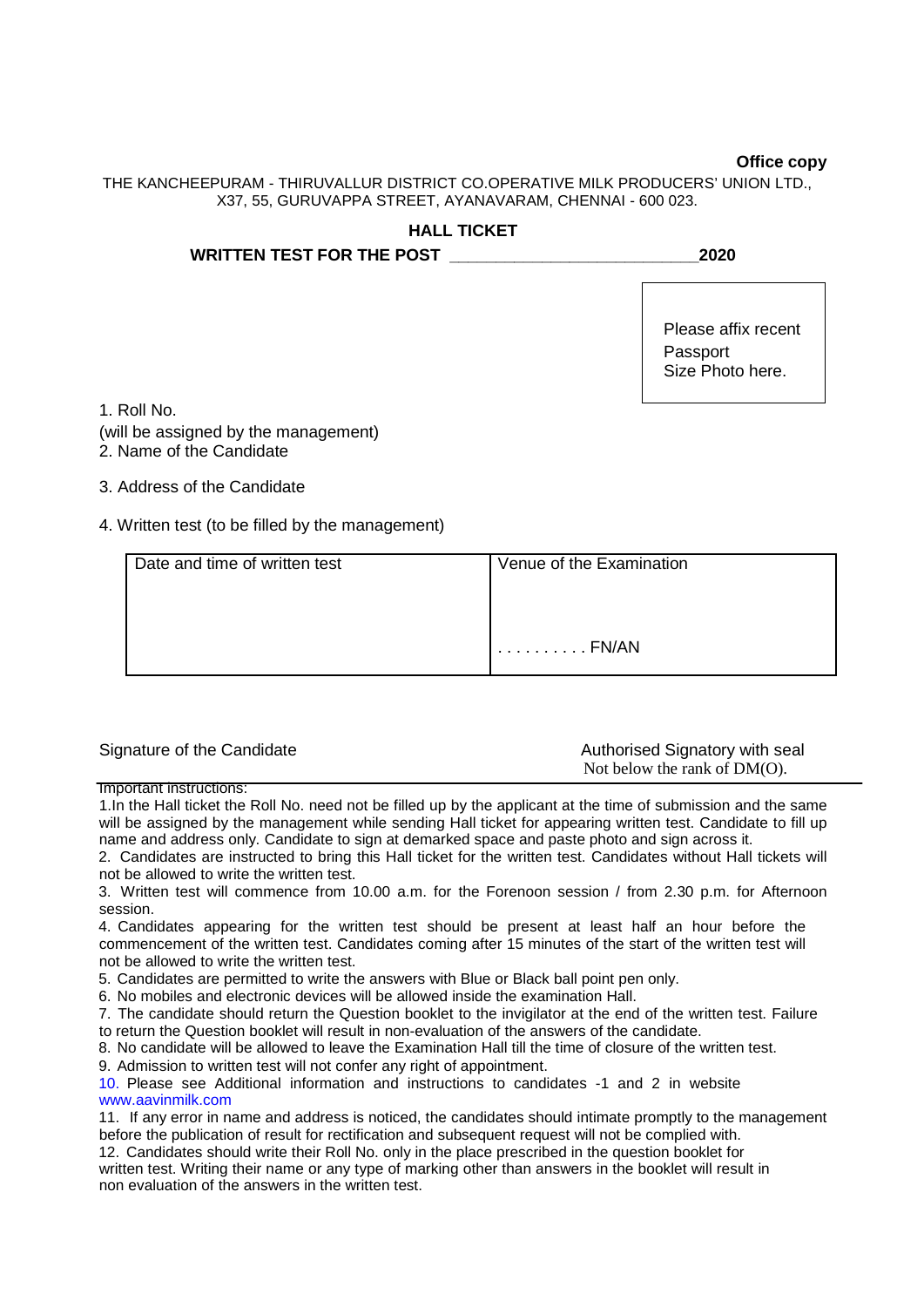**Office copy**

THE KANCHEEPURAM - THIRUVALLUR DISTRICT CO.OPERATIVE MILK PRODUCERS' UNION LTD.,
X37, 55, GURUVAPPA STREET, AYANAVARAM, CHENNAI - 600 023.

## HALL TICKET

**WRITTEN TEST FOR THE POST ____________________________2020**

Please affix recent Passport Size Photo here.

1. Roll No.
(will be assigned by the management)
2. Name of the Candidate

3. Address of the Candidate

4. Written test (to be filled by the management)

| Date and time of written test | Venue of the Examination |
|---|---|
| | . . . . . . . . . . FN/AN |

Signature of the Candidate

Authorised Signatory with seal
Not below the rank of DM(O).

Important instructions:

1.In the Hall ticket the Roll No. need not be filled up by the applicant at the time of submission and the same will be assigned by the management while sending Hall ticket for appearing written test. Candidate to fill up name and address only. Candidate to sign at demarked space and paste photo and sign across it.

2. Candidates are instructed to bring this Hall ticket for the written test. Candidates without Hall tickets will not be allowed to write the written test.

3. Written test will commence from 10.00 a.m. for the Forenoon session / from 2.30 p.m. for Afternoon session.

4. Candidates appearing for the written test should be present at least half an hour before the commencement of the written test. Candidates coming after 15 minutes of the start of the written test will not be allowed to write the written test.

5. Candidates are permitted to write the answers with Blue or Black ball point pen only.

6. No mobiles and electronic devices will be allowed inside the examination Hall.

7. The candidate should return the Question booklet to the invigilator at the end of the written test. Failure to return the Question booklet will result in non-evaluation of the answers of the candidate.

8. No candidate will be allowed to leave the Examination Hall till the time of closure of the written test.

9. Admission to written test will not confer any right of appointment.

10. Please see Additional information and instructions to candidates -1 and 2 in website www.aavinmilk.com

11. If any error in name and address is noticed, the candidates should intimate promptly to the management before the publication of result for rectification and subsequent request will not be complied with.

12. Candidates should write their Roll No. only in the place prescribed in the question booklet for written test. Writing their name or any type of marking other than answers in the booklet will result in non evaluation of the answers in the written test.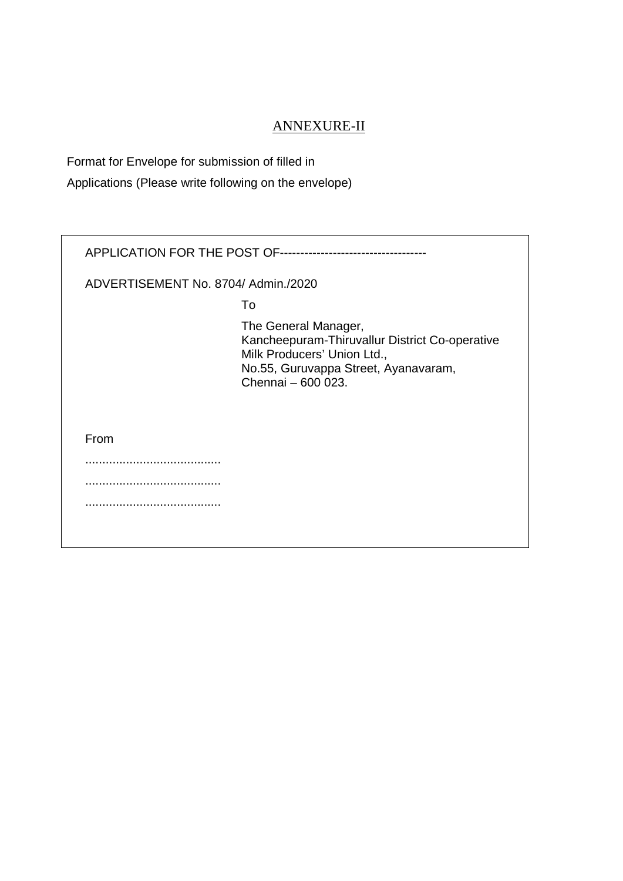## ANNEXURE-II

Format for Envelope for submission of filled in Applications (Please write following on the envelope)

APPLICATION FOR THE POST OF------------------------------------

ADVERTISEMENT No. 8704/ Admin./2020

To

The General Manager,
Kancheepuram-Thiruvallur District Co-operative Milk Producers' Union Ltd.,
No.55, Guruvappa Street, Ayanavaram,
Chennai – 600 023.

From

........................................

........................................

........................................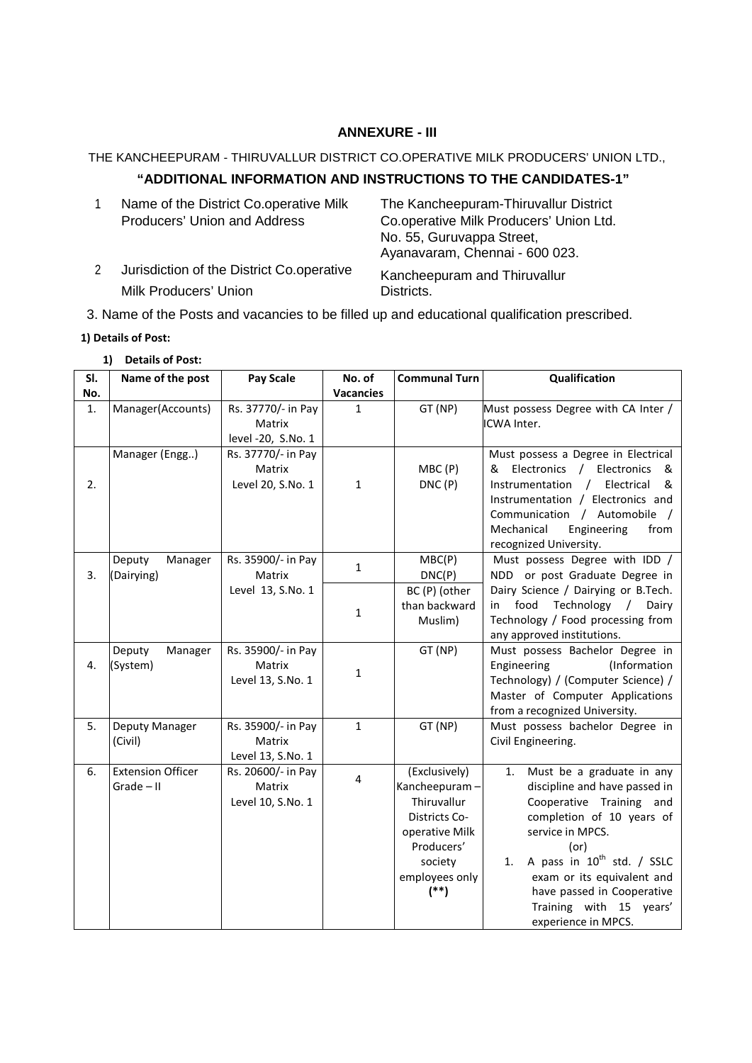# ANNEXURE - III

THE KANCHEEPURAM - THIRUVALLUR DISTRICT CO.OPERATIVE MILK PRODUCERS' UNION LTD.,

## "ADDITIONAL INFORMATION AND INSTRUCTIONS TO THE CANDIDATES-1"

1. Name of the District Co.operative Milk Producers' Union and Address — The Kancheepuram-Thiruvallur District Co.operative Milk Producers' Union Ltd. No. 55, Guruvappa Street, Ayanavaram, Chennai - 600 023.
2. Jurisdiction of the District Co.operative Milk Producers' Union — Kancheepuram and Thiruvallur Districts.

3. Name of the Posts and vacancies to be filled up and educational qualification prescribed.

**1) Details of Post:**

**1) Details of Post:**

| Sl. No. | Name of the post | Pay Scale | No. of Vacancies | Communal Turn | Qualification |
|---|---|---|---|---|---|
| 1. | Manager(Accounts) | Rs. 37770/- in Pay Matrix level -20, S.No. 1 | 1 | GT (NP) | Must possess Degree with CA Inter / ICWA Inter. |
| 2. | Manager (Engg..) | Rs. 37770/- in Pay Matrix Level 20, S.No. 1 | 1 | MBC (P) DNC (P) | Must possess a Degree in Electrical & Electronics / Electronics & Instrumentation / Electrical & Instrumentation / Electronics and Communication / Automobile / Mechanical Engineering from recognized University. |
| 3. | Deputy Manager (Dairying) | Rs. 35900/- in Pay Matrix Level 13, S.No. 1 | 1 | MBC(P) DNC(P) | Must possess Degree with IDD / NDD or post Graduate Degree in Dairy Science / Dairying or B.Tech. in food Technology / Dairy Technology / Food processing from any approved institutions. |
| | | | 1 | BC (P) (other than backward Muslim) | |
| 4. | Deputy Manager (System) | Rs. 35900/- in Pay Matrix Level 13, S.No. 1 | 1 | GT (NP) | Must possess Bachelor Degree in Engineering (Information Technology) / (Computer Science) / Master of Computer Applications from a recognized University. |
| 5. | Deputy Manager (Civil) | Rs. 35900/- in Pay Matrix Level 13, S.No. 1 | 1 | GT (NP) | Must possess bachelor Degree in Civil Engineering. |
| 6. | Extension Officer Grade – II | Rs. 20600/- in Pay Matrix Level 10, S.No. 1 | 4 | (Exclusively) Kancheepuram – Thiruvallur Districts Co-operative Milk Producers' society employees only (**) | 1. Must be a graduate in any discipline and have passed in Cooperative Training and completion of 10 years of service in MPCS. (or) 1. A pass in 10th std. / SSLC exam or its equivalent and have passed in Cooperative Training with 15 years' experience in MPCS. |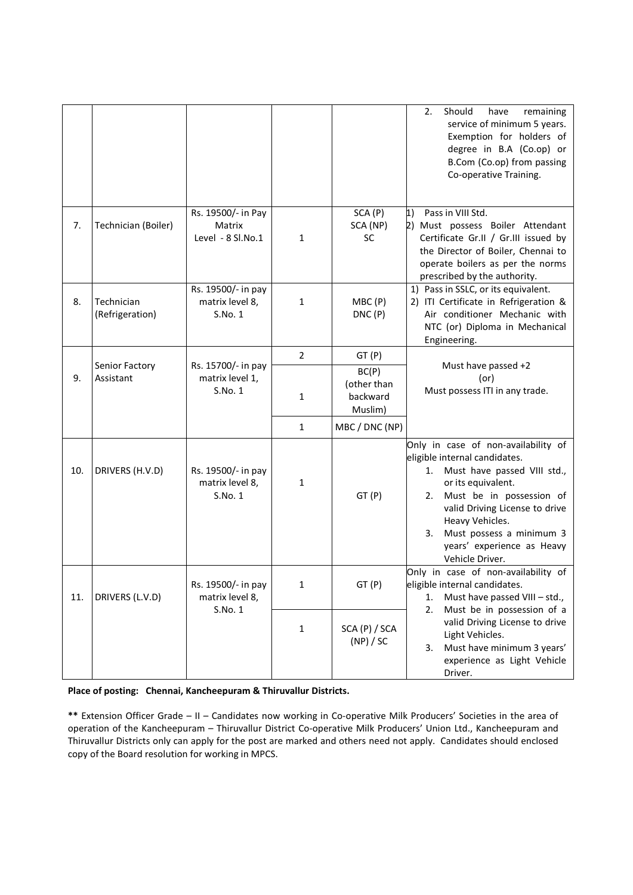| | | | | | |
|---|---|---|---|---|---|
| | | | | | 2. Should have remaining service of minimum 5 years. Exemption for holders of degree in B.A (Co.op) or B.Com (Co.op) from passing Co-operative Training. |
| 7. | Technician (Boiler) | Rs. 19500/- in Pay Matrix Level - 8 Sl.No.1 | 1 | SCA (P)<br>SCA (NP)<br>SC | 1) Pass in VIII Std.<br>2) Must possess Boiler Attendant Certificate Gr.II / Gr.III issued by the Director of Boiler, Chennai to operate boilers as per the norms prescribed by the authority. |
| 8. | Technician (Refrigeration) | Rs. 19500/- in pay matrix level 8, S.No. 1 | 1 | MBC (P)<br>DNC (P) | 1) Pass in SSLC, or its equivalent.<br>2) ITI Certificate in Refrigeration & Air conditioner Mechanic with NTC (or) Diploma in Mechanical Engineering. |
| 9. | Senior Factory Assistant | Rs. 15700/- in pay matrix level 1, S.No. 1 | 2 | GT (P) | Must have passed +2 (or) Must possess ITI in any trade. |
| | | | 1 | BC(P) (other than backward Muslim) | |
| | | | 1 | MBC / DNC (NP) | |
| 10. | DRIVERS (H.V.D) | Rs. 19500/- in pay matrix level 8, S.No. 1 | 1 | GT (P) | Only in case of non-availability of eligible internal candidates.<br>1. Must have passed VIII std., or its equivalent.<br>2. Must be in possession of valid Driving License to drive Heavy Vehicles.<br>3. Must possess a minimum 3 years' experience as Heavy Vehicle Driver. |
| 11. | DRIVERS (L.V.D) | Rs. 19500/- in pay matrix level 8, S.No. 1 | 1 | GT (P) | Only in case of non-availability of eligible internal candidates.<br>1. Must have passed VIII – std.,<br>2. Must be in possession of a valid Driving License to drive Light Vehicles.<br>3. Must have minimum 3 years' experience as Light Vehicle Driver. |
| | | | 1 | SCA (P) / SCA (NP) / SC | |

**Place of posting: Chennai, Kancheepuram & Thiruvallur Districts.**

**\*\*** Extension Officer Grade – II – Candidates now working in Co-operative Milk Producers' Societies in the area of operation of the Kancheepuram – Thiruvallur District Co-operative Milk Producers' Union Ltd., Kancheepuram and Thiruvallur Districts only can apply for the post are marked and others need not apply. Candidates should enclosed copy of the Board resolution for working in MPCS.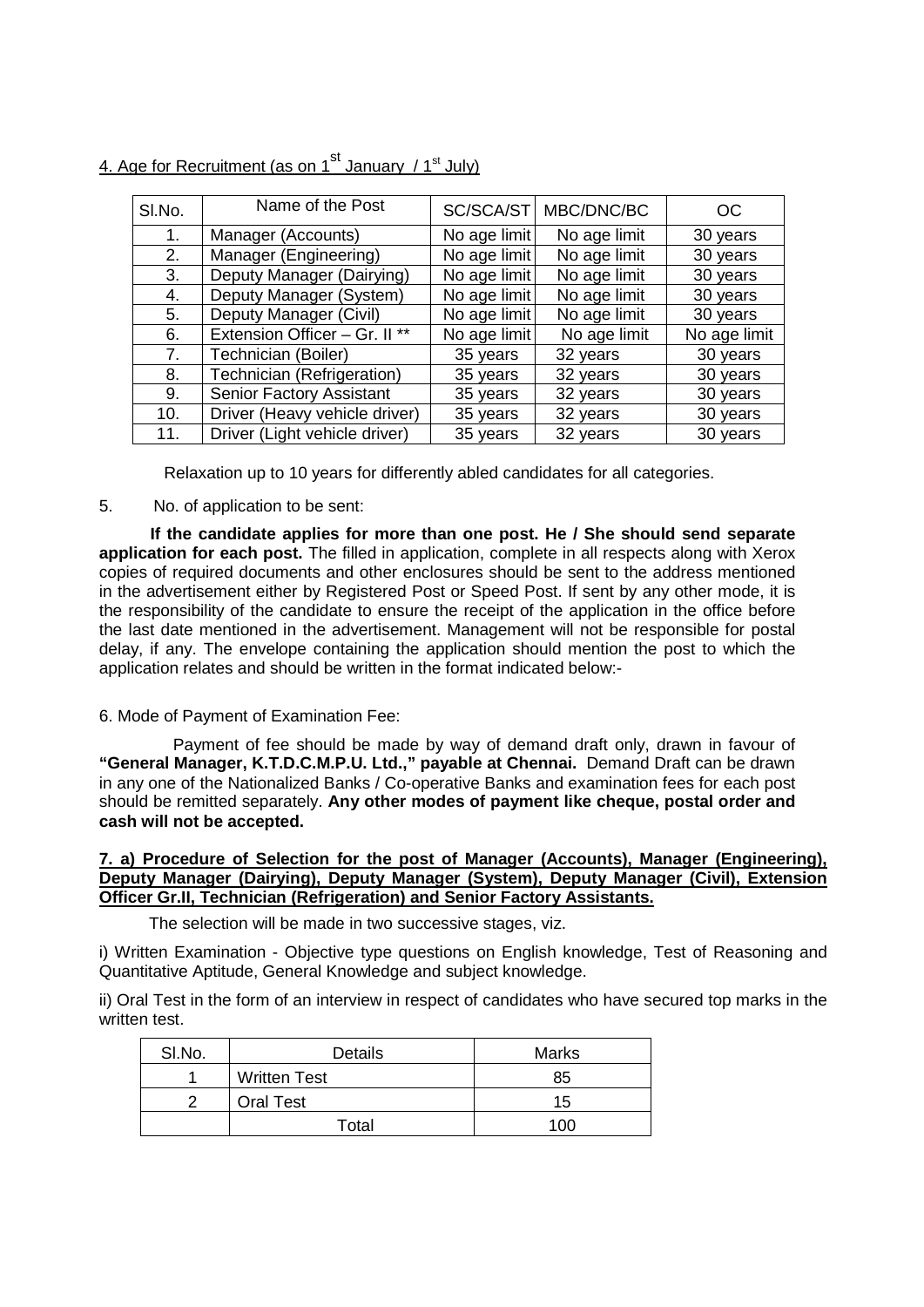<u>4. Age for Recruitment (as on 1st January / 1st July)</u>

| Sl.No. | Name of the Post | SC/SCA/ST | MBC/DNC/BC | OC |
|---|---|---|---|---|
| 1. | Manager (Accounts) | No age limit | No age limit | 30 years |
| 2. | Manager (Engineering) | No age limit | No age limit | 30 years |
| 3. | Deputy Manager (Dairying) | No age limit | No age limit | 30 years |
| 4. | Deputy Manager (System) | No age limit | No age limit | 30 years |
| 5. | Deputy Manager (Civil) | No age limit | No age limit | 30 years |
| 6. | Extension Officer – Gr. II ** | No age limit | No age limit | No age limit |
| 7. | Technician (Boiler) | 35 years | 32 years | 30 years |
| 8. | Technician (Refrigeration) | 35 years | 32 years | 30 years |
| 9. | Senior Factory Assistant | 35 years | 32 years | 30 years |
| 10. | Driver (Heavy vehicle driver) | 35 years | 32 years | 30 years |
| 11. | Driver (Light vehicle driver) | 35 years | 32 years | 30 years |

Relaxation up to 10 years for differently abled candidates for all categories.

5. No. of application to be sent:

**If the candidate applies for more than one post. He / She should send separate application for each post.** The filled in application, complete in all respects along with Xerox copies of required documents and other enclosures should be sent to the address mentioned in the advertisement either by Registered Post or Speed Post. If sent by any other mode, it is the responsibility of the candidate to ensure the receipt of the application in the office before the last date mentioned in the advertisement. Management will not be responsible for postal delay, if any. The envelope containing the application should mention the post to which the application relates and should be written in the format indicated below:-

6. Mode of Payment of Examination Fee:

Payment of fee should be made by way of demand draft only, drawn in favour of **"General Manager, K.T.D.C.M.P.U. Ltd.," payable at Chennai.** Demand Draft can be drawn in any one of the Nationalized Banks / Co-operative Banks and examination fees for each post should be remitted separately. **Any other modes of payment like cheque, postal order and cash will not be accepted.**

**<u>7. a) Procedure of Selection for the post of Manager (Accounts), Manager (Engineering), Deputy Manager (Dairying), Deputy Manager (System), Deputy Manager (Civil), Extension Officer Gr.II, Technician (Refrigeration) and Senior Factory Assistants.</u>**

The selection will be made in two successive stages, viz.

i) Written Examination - Objective type questions on English knowledge, Test of Reasoning and Quantitative Aptitude, General Knowledge and subject knowledge.

ii) Oral Test in the form of an interview in respect of candidates who have secured top marks in the written test.

| Sl.No. | Details | Marks |
|---|---|---|
| 1 | Written Test | 85 |
| 2 | Oral Test | 15 |
| | Total | 100 |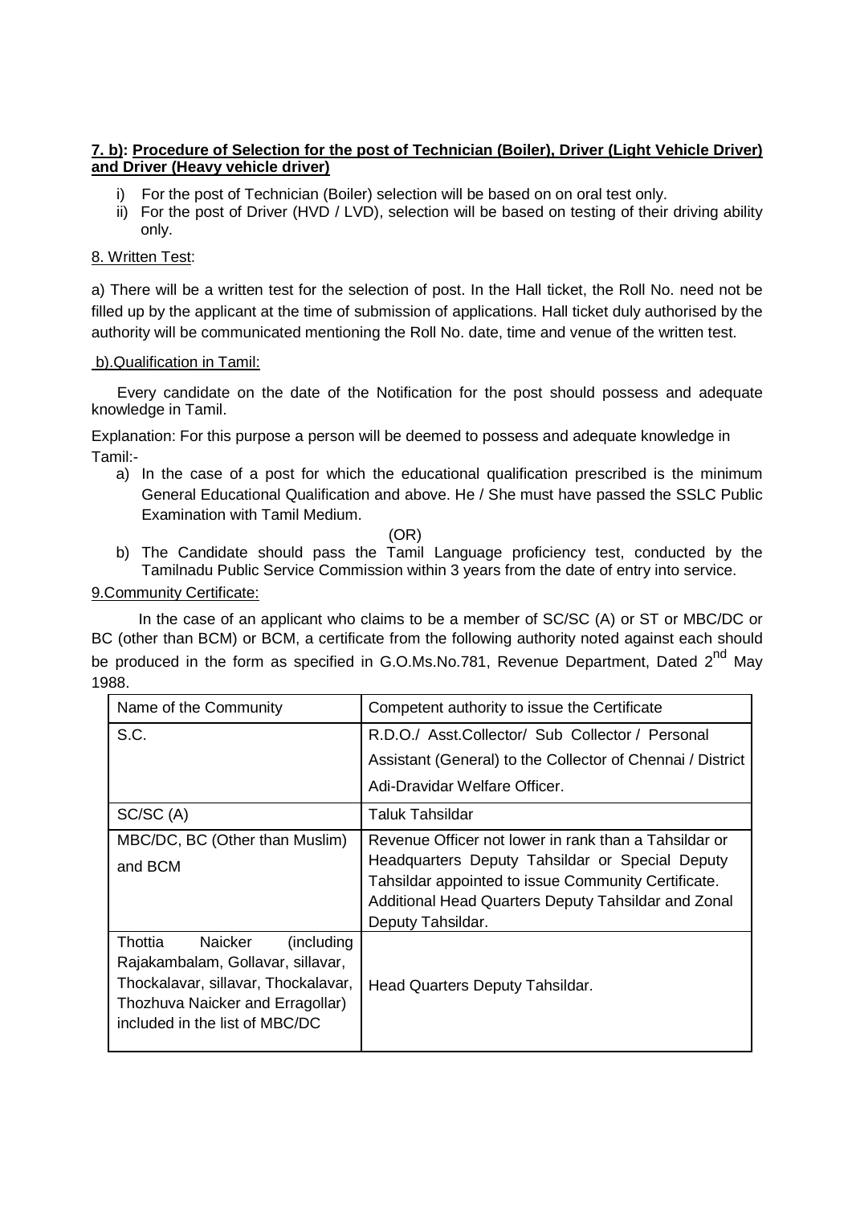**7. b): Procedure of Selection for the post of Technician (Boiler), Driver (Light Vehicle Driver) and Driver (Heavy vehicle driver)**

i) For the post of Technician (Boiler) selection will be based on on oral test only.
ii) For the post of Driver (HVD / LVD), selection will be based on testing of their driving ability only.

8. Written Test:

a) There will be a written test for the selection of post. In the Hall ticket, the Roll No. need not be filled up by the applicant at the time of submission of applications. Hall ticket duly authorised by the authority will be communicated mentioning the Roll No. date, time and venue of the written test.

b).Qualification in Tamil:

Every candidate on the date of the Notification for the post should possess and adequate knowledge in Tamil.

Explanation: For this purpose a person will be deemed to possess and adequate knowledge in Tamil:-

a) In the case of a post for which the educational qualification prescribed is the minimum General Educational Qualification and above. He / She must have passed the SSLC Public Examination with Tamil Medium.

(OR)

b) The Candidate should pass the Tamil Language proficiency test, conducted by the Tamilnadu Public Service Commission within 3 years from the date of entry into service.

9.Community Certificate:

In the case of an applicant who claims to be a member of SC/SC (A) or ST or MBC/DC or BC (other than BCM) or BCM, a certificate from the following authority noted against each should be produced in the form as specified in G.O.Ms.No.781, Revenue Department, Dated 2nd May 1988.

| Name of the Community | Competent authority to issue the Certificate |
|---|---|
| S.C. | R.D.O./ Asst.Collector/ Sub Collector / Personal Assistant (General) to the Collector of Chennai / District Adi-Dravidar Welfare Officer. |
| SC/SC (A) | Taluk Tahsildar |
| MBC/DC, BC (Other than Muslim) and BCM | Revenue Officer not lower in rank than a Tahsildar or Headquarters Deputy Tahsildar or Special Deputy Tahsildar appointed to issue Community Certificate. Additional Head Quarters Deputy Tahsildar and Zonal Deputy Tahsildar. |
| Thottia Naicker (including Rajakambalam, Gollavar, sillavar, Thockalavar, sillavar, Thockalavar, Thozhuva Naicker and Erragollar) included in the list of MBC/DC | Head Quarters Deputy Tahsildar. |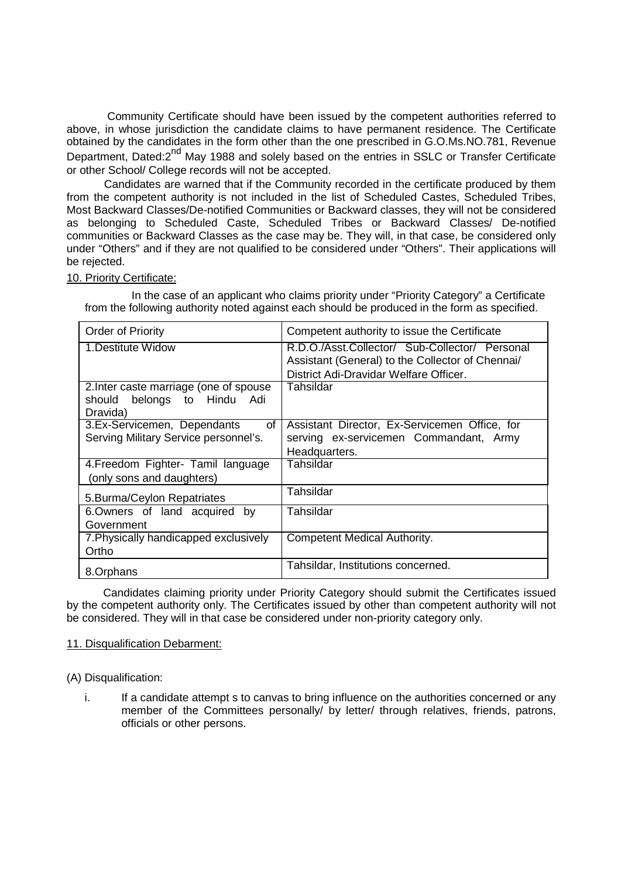Community Certificate should have been issued by the competent authorities referred to above, in whose jurisdiction the candidate claims to have permanent residence. The Certificate obtained by the candidates in the form other than the one prescribed in G.O.Ms.NO.781, Revenue Department, Dated:2nd May 1988 and solely based on the entries in SSLC or Transfer Certificate or other School/ College records will not be accepted.

Candidates are warned that if the Community recorded in the certificate produced by them from the competent authority is not included in the list of Scheduled Castes, Scheduled Tribes, Most Backward Classes/De-notified Communities or Backward classes, they will not be considered as belonging to Scheduled Caste, Scheduled Tribes or Backward Classes/ De-notified communities or Backward Classes as the case may be. They will, in that case, be considered only under "Others" and if they are not qualified to be considered under "Others". Their applications will be rejected.

10. Priority Certificate:

In the case of an applicant who claims priority under "Priority Category" a Certificate from the following authority noted against each should be produced in the form as specified.

| Order of Priority | Competent authority to issue the Certificate |
|---|---|
| 1.Destitute Widow | R.D.O./Asst.Collector/ Sub-Collector/ Personal Assistant (General) to the Collector of Chennai/ District Adi-Dravidar Welfare Officer. |
| 2.Inter caste marriage (one of spouse should belongs to Hindu Adi Dravida) | Tahsildar |
| 3.Ex-Servicemen, Dependants of Serving Military Service personnel's. | Assistant Director, Ex-Servicemen Office, for serving ex-servicemen Commandant, Army Headquarters. |
| 4.Freedom Fighter- Tamil language (only sons and daughters) | Tahsildar |
| 5.Burma/Ceylon Repatriates | Tahsildar |
| 6.Owners of land acquired by Government | Tahsildar |
| 7.Physically handicapped exclusively Ortho | Competent Medical Authority. |
| 8.Orphans | Tahsildar, Institutions concerned. |

Candidates claiming priority under Priority Category should submit the Certificates issued by the competent authority only. The Certificates issued by other than competent authority will not be considered. They will in that case be considered under non-priority category only.

11. Disqualification Debarment:

(A) Disqualification:

i. If a candidate attempt s to canvas to bring influence on the authorities concerned or any member of the Committees personally/ by letter/ through relatives, friends, patrons, officials or other persons.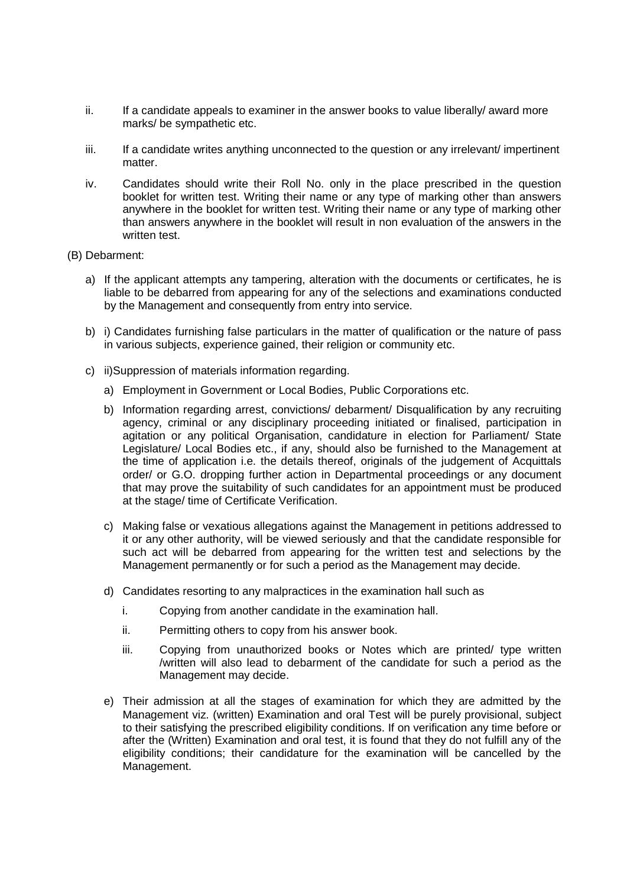ii. If a candidate appeals to examiner in the answer books to value liberally/ award more marks/ be sympathetic etc.

iii. If a candidate writes anything unconnected to the question or any irrelevant/ impertinent matter.

iv. Candidates should write their Roll No. only in the place prescribed in the question booklet for written test. Writing their name or any type of marking other than answers anywhere in the booklet for written test. Writing their name or any type of marking other than answers anywhere in the booklet will result in non evaluation of the answers in the written test.

(B) Debarment:

a) If the applicant attempts any tampering, alteration with the documents or certificates, he is liable to be debarred from appearing for any of the selections and examinations conducted by the Management and consequently from entry into service.

b) i) Candidates furnishing false particulars in the matter of qualification or the nature of pass in various subjects, experience gained, their religion or community etc.

c) ii)Suppression of materials information regarding.

   a) Employment in Government or Local Bodies, Public Corporations etc.

   b) Information regarding arrest, convictions/ debarment/ Disqualification by any recruiting agency, criminal or any disciplinary proceeding initiated or finalised, participation in agitation or any political Organisation, candidature in election for Parliament/ State Legislature/ Local Bodies etc., if any, should also be furnished to the Management at the time of application i.e. the details thereof, originals of the judgement of Acquittals order/ or G.O. dropping further action in Departmental proceedings or any document that may prove the suitability of such candidates for an appointment must be produced at the stage/ time of Certificate Verification.

   c) Making false or vexatious allegations against the Management in petitions addressed to it or any other authority, will be viewed seriously and that the candidate responsible for such act will be debarred from appearing for the written test and selections by the Management permanently or for such a period as the Management may decide.

   d) Candidates resorting to any malpractices in the examination hall such as

      i. Copying from another candidate in the examination hall.

      ii. Permitting others to copy from his answer book.

      iii. Copying from unauthorized books or Notes which are printed/ type written /written will also lead to debarment of the candidate for such a period as the Management may decide.

   e) Their admission at all the stages of examination for which they are admitted by the Management viz. (written) Examination and oral Test will be purely provisional, subject to their satisfying the prescribed eligibility conditions. If on verification any time before or after the (Written) Examination and oral test, it is found that they do not fulfill any of the eligibility conditions; their candidature for the examination will be cancelled by the Management.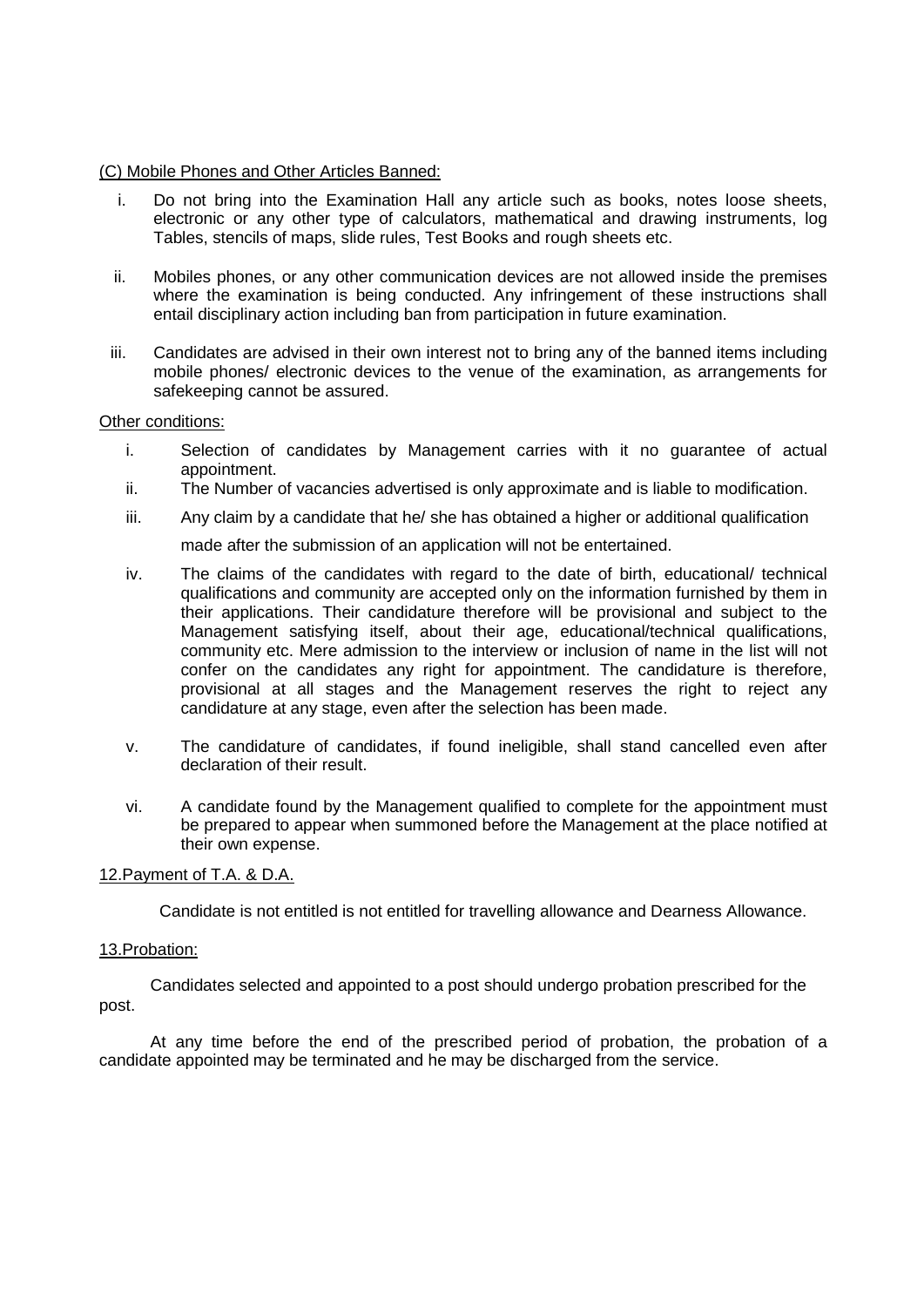<u>(C) Mobile Phones and Other Articles Banned:</u>

i. Do not bring into the Examination Hall any article such as books, notes loose sheets, electronic or any other type of calculators, mathematical and drawing instruments, log Tables, stencils of maps, slide rules, Test Books and rough sheets etc.

ii. Mobiles phones, or any other communication devices are not allowed inside the premises where the examination is being conducted. Any infringement of these instructions shall entail disciplinary action including ban from participation in future examination.

iii. Candidates are advised in their own interest not to bring any of the banned items including mobile phones/ electronic devices to the venue of the examination, as arrangements for safekeeping cannot be assured.

<u>Other conditions:</u>

i. Selection of candidates by Management carries with it no guarantee of actual appointment.

ii. The Number of vacancies advertised is only approximate and is liable to modification.

iii. Any claim by a candidate that he/ she has obtained a higher or additional qualification made after the submission of an application will not be entertained.

iv. The claims of the candidates with regard to the date of birth, educational/ technical qualifications and community are accepted only on the information furnished by them in their applications. Their candidature therefore will be provisional and subject to the Management satisfying itself, about their age, educational/technical qualifications, community etc. Mere admission to the interview or inclusion of name in the list will not confer on the candidates any right for appointment. The candidature is therefore, provisional at all stages and the Management reserves the right to reject any candidature at any stage, even after the selection has been made.

v. The candidature of candidates, if found ineligible, shall stand cancelled even after declaration of their result.

vi. A candidate found by the Management qualified to complete for the appointment must be prepared to appear when summoned before the Management at the place notified at their own expense.

<u>12.Payment of T.A. & D.A.</u>

Candidate is not entitled is not entitled for travelling allowance and Dearness Allowance.

<u>13.Probation:</u>

Candidates selected and appointed to a post should undergo probation prescribed for the post.

At any time before the end of the prescribed period of probation, the probation of a candidate appointed may be terminated and he may be discharged from the service.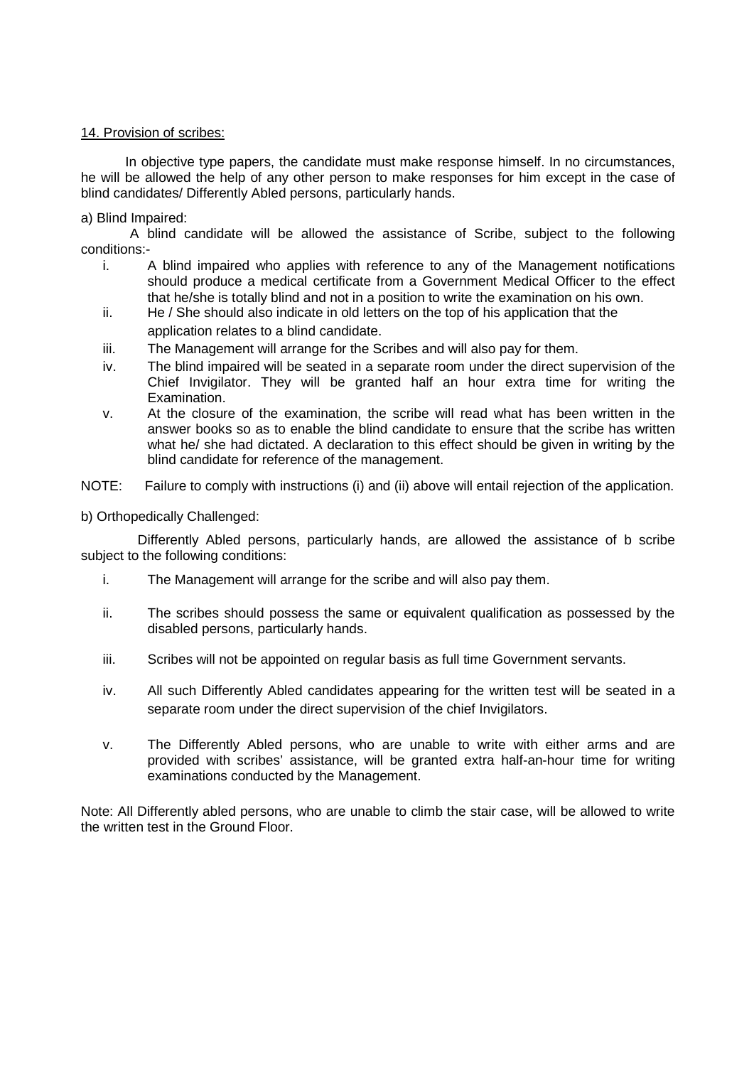14. Provision of scribes:

In objective type papers, the candidate must make response himself. In no circumstances, he will be allowed the help of any other person to make responses for him except in the case of blind candidates/ Differently Abled persons, particularly hands.

a) Blind Impaired:

A blind candidate will be allowed the assistance of Scribe, subject to the following conditions:-

i. A blind impaired who applies with reference to any of the Management notifications should produce a medical certificate from a Government Medical Officer to the effect that he/she is totally blind and not in a position to write the examination on his own.
ii. He / She should also indicate in old letters on the top of his application that the application relates to a blind candidate.
iii. The Management will arrange for the Scribes and will also pay for them.
iv. The blind impaired will be seated in a separate room under the direct supervision of the Chief Invigilator. They will be granted half an hour extra time for writing the Examination.
v. At the closure of the examination, the scribe will read what has been written in the answer books so as to enable the blind candidate to ensure that the scribe has written what he/ she had dictated. A declaration to this effect should be given in writing by the blind candidate for reference of the management.

NOTE: Failure to comply with instructions (i) and (ii) above will entail rejection of the application.

b) Orthopedically Challenged:

Differently Abled persons, particularly hands, are allowed the assistance of b scribe subject to the following conditions:

i. The Management will arrange for the scribe and will also pay them.
ii. The scribes should possess the same or equivalent qualification as possessed by the disabled persons, particularly hands.
iii. Scribes will not be appointed on regular basis as full time Government servants.
iv. All such Differently Abled candidates appearing for the written test will be seated in a separate room under the direct supervision of the chief Invigilators.
v. The Differently Abled persons, who are unable to write with either arms and are provided with scribes' assistance, will be granted extra half-an-hour time for writing examinations conducted by the Management.

Note: All Differently abled persons, who are unable to climb the stair case, will be allowed to write the written test in the Ground Floor.